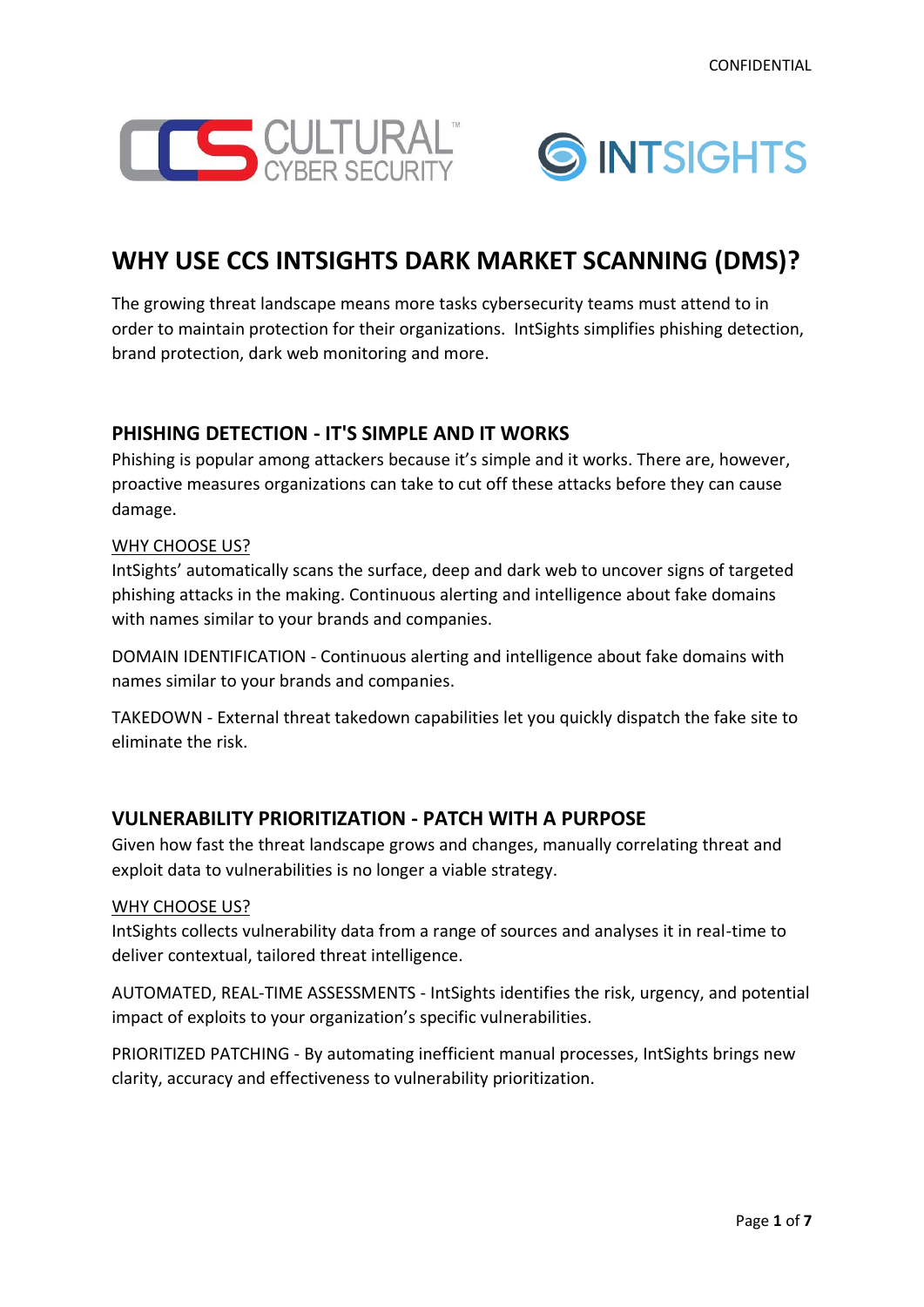# WHY USE CCS INTSIGHTS DARK MARKET SCANNING (DMS)?

The growing threat landscape means more tasks cybersecurity teams must attend to in order to maintain protection for their organizations. IntSights simplifies phishing detection, brand protection, dark web monitoring and more.

## PHISHING DETECTION - IT'S SIMPLE AND IT WORKS

Phishing is popular among attackers because it's simple and it works. There are, however, proactive measures organizations can take to cut off these attacks before they can cause damage.

WHY CHOOSE US?

IntSights' automatically scans the surface, deep and dark web to uncover signs of targeted phishing attacks in the making. Continuous alerting and intelligence about fake domains with names similar to your brands and companies.

DOMAIN IDENTIFICATION - Continuous alerting and intelligence about fake domains with names similar to your brands and companies.

TAKEDOWN - External threat takedown capabilities let you quickly dispatch the fake site to eliminate the risk.

## VULNERABILITY PRIORITIZATION - PATCH WITH A PURPOSE

Given how fast the threat landscape grows and changes, manually correlating threat and exploit data to vulnerabilities is no longer a viable strategy.

WHY CHOOSE US?

IntSights collects vulnerability data from a range of sources and analyses it in real-time to deliver contextual, tailored threat intelligence.

AUTOMATED, REAL-TIME ASSESSMENTS - IntSights identifies the risk, urgency, and potential impact of exploits to your organization's specific vulnerabilities.

PRIORITIZED PATCHING - By automating inefficient manual processes, IntSights brings new clarity, accuracy and effectiveness to vulnerability prioritization.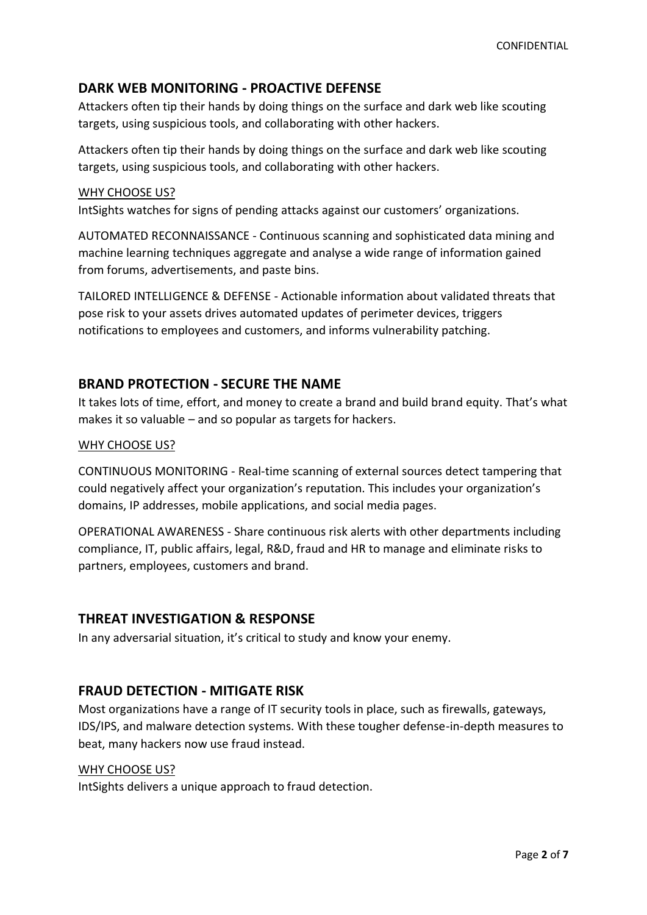## DARK WEB MONITORING - PROACTIVE DEFENSE

Attackers often tip their hands by doing things on the surface and dark web like scouting targets, using suspicious tools, and collaborating with other hackers.

Attackers often tip their hands by doing things on the surface and dark web like scouting targets, using suspicious tools, and collaborating with other hackers.

<u>WHY CHOOSE US?</u>

IntSights watches for signs of pending attacks against our customers' organizations.

AUTOMATED RECONNAISSANCE - Continuous scanning and sophisticated data mining and machine learning techniques aggregate and analyse a wide range of information gained from forums, advertisements, and paste bins.

TAILORED INTELLIGENCE & DEFENSE - Actionable information about validated threats that pose risk to your assets drives automated updates of perimeter devices, triggers notifications to employees and customers, and informs vulnerability patching.

## BRAND PROTECTION - SECURE THE NAME

It takes lots of time, effort, and money to create a brand and build brand equity. That's what makes it so valuable – and so popular as targets for hackers.

<u>WHY CHOOSE US?</u>

CONTINUOUS MONITORING - Real-time scanning of external sources detect tampering that could negatively affect your organization's reputation. This includes your organization's domains, IP addresses, mobile applications, and social media pages.

OPERATIONAL AWARENESS - Share continuous risk alerts with other departments including compliance, IT, public affairs, legal, R&D, fraud and HR to manage and eliminate risks to partners, employees, customers and brand.

## THREAT INVESTIGATION & RESPONSE

In any adversarial situation, it's critical to study and know your enemy.

## FRAUD DETECTION - MITIGATE RISK

Most organizations have a range of IT security tools in place, such as firewalls, gateways, IDS/IPS, and malware detection systems. With these tougher defense-in-depth measures to beat, many hackers now use fraud instead.

<u>WHY CHOOSE US?</u>

IntSights delivers a unique approach to fraud detection.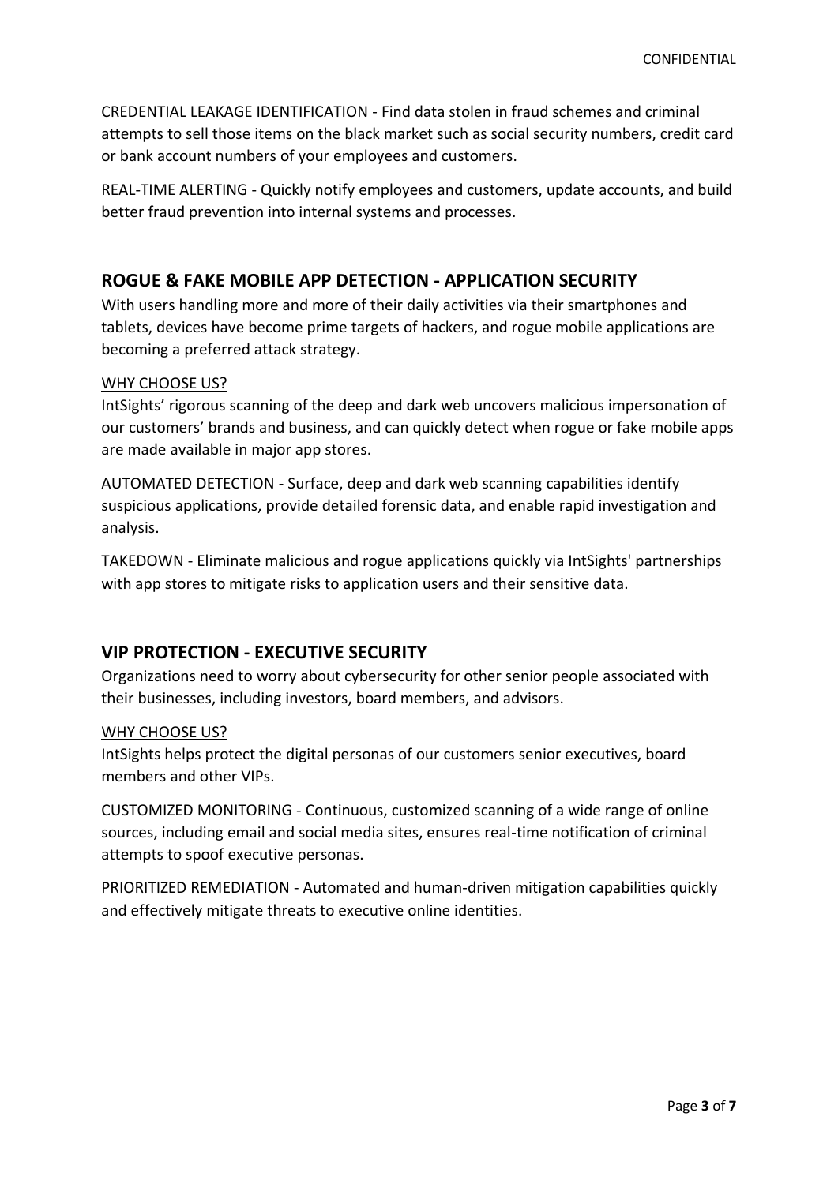CREDENTIAL LEAKAGE IDENTIFICATION - Find data stolen in fraud schemes and criminal attempts to sell those items on the black market such as social security numbers, credit card or bank account numbers of your employees and customers.

REAL-TIME ALERTING - Quickly notify employees and customers, update accounts, and build better fraud prevention into internal systems and processes.

## ROGUE & FAKE MOBILE APP DETECTION - APPLICATION SECURITY

With users handling more and more of their daily activities via their smartphones and tablets, devices have become prime targets of hackers, and rogue mobile applications are becoming a preferred attack strategy.

<u>WHY CHOOSE US?</u>

IntSights' rigorous scanning of the deep and dark web uncovers malicious impersonation of our customers' brands and business, and can quickly detect when rogue or fake mobile apps are made available in major app stores.

AUTOMATED DETECTION - Surface, deep and dark web scanning capabilities identify suspicious applications, provide detailed forensic data, and enable rapid investigation and analysis.

TAKEDOWN - Eliminate malicious and rogue applications quickly via IntSights' partnerships with app stores to mitigate risks to application users and their sensitive data.

## VIP PROTECTION - EXECUTIVE SECURITY

Organizations need to worry about cybersecurity for other senior people associated with their businesses, including investors, board members, and advisors.

<u>WHY CHOOSE US?</u>

IntSights helps protect the digital personas of our customers senior executives, board members and other VIPs.

CUSTOMIZED MONITORING - Continuous, customized scanning of a wide range of online sources, including email and social media sites, ensures real-time notification of criminal attempts to spoof executive personas.

PRIORITIZED REMEDIATION - Automated and human-driven mitigation capabilities quickly and effectively mitigate threats to executive online identities.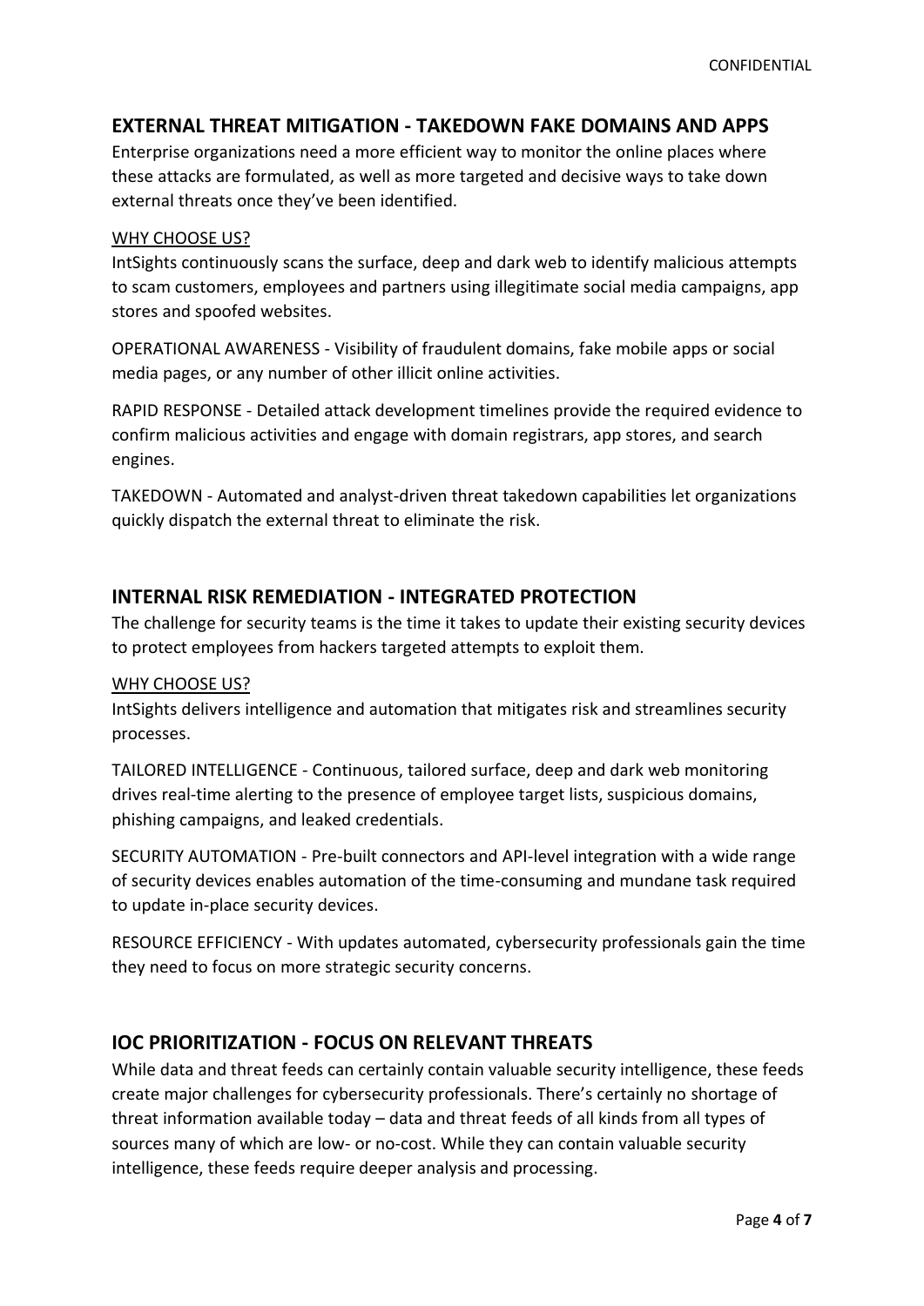## EXTERNAL THREAT MITIGATION - TAKEDOWN FAKE DOMAINS AND APPS

Enterprise organizations need a more efficient way to monitor the online places where these attacks are formulated, as well as more targeted and decisive ways to take down external threats once they've been identified.

WHY CHOOSE US?

IntSights continuously scans the surface, deep and dark web to identify malicious attempts to scam customers, employees and partners using illegitimate social media campaigns, app stores and spoofed websites.

OPERATIONAL AWARENESS - Visibility of fraudulent domains, fake mobile apps or social media pages, or any number of other illicit online activities.

RAPID RESPONSE - Detailed attack development timelines provide the required evidence to confirm malicious activities and engage with domain registrars, app stores, and search engines.

TAKEDOWN - Automated and analyst-driven threat takedown capabilities let organizations quickly dispatch the external threat to eliminate the risk.

## INTERNAL RISK REMEDIATION - INTEGRATED PROTECTION

The challenge for security teams is the time it takes to update their existing security devices to protect employees from hackers targeted attempts to exploit them.

WHY CHOOSE US?

IntSights delivers intelligence and automation that mitigates risk and streamlines security processes.

TAILORED INTELLIGENCE - Continuous, tailored surface, deep and dark web monitoring drives real-time alerting to the presence of employee target lists, suspicious domains, phishing campaigns, and leaked credentials.

SECURITY AUTOMATION - Pre-built connectors and API-level integration with a wide range of security devices enables automation of the time-consuming and mundane task required to update in-place security devices.

RESOURCE EFFICIENCY - With updates automated, cybersecurity professionals gain the time they need to focus on more strategic security concerns.

## IOC PRIORITIZATION - FOCUS ON RELEVANT THREATS

While data and threat feeds can certainly contain valuable security intelligence, these feeds create major challenges for cybersecurity professionals. There's certainly no shortage of threat information available today – data and threat feeds of all kinds from all types of sources many of which are low- or no-cost. While they can contain valuable security intelligence, these feeds require deeper analysis and processing.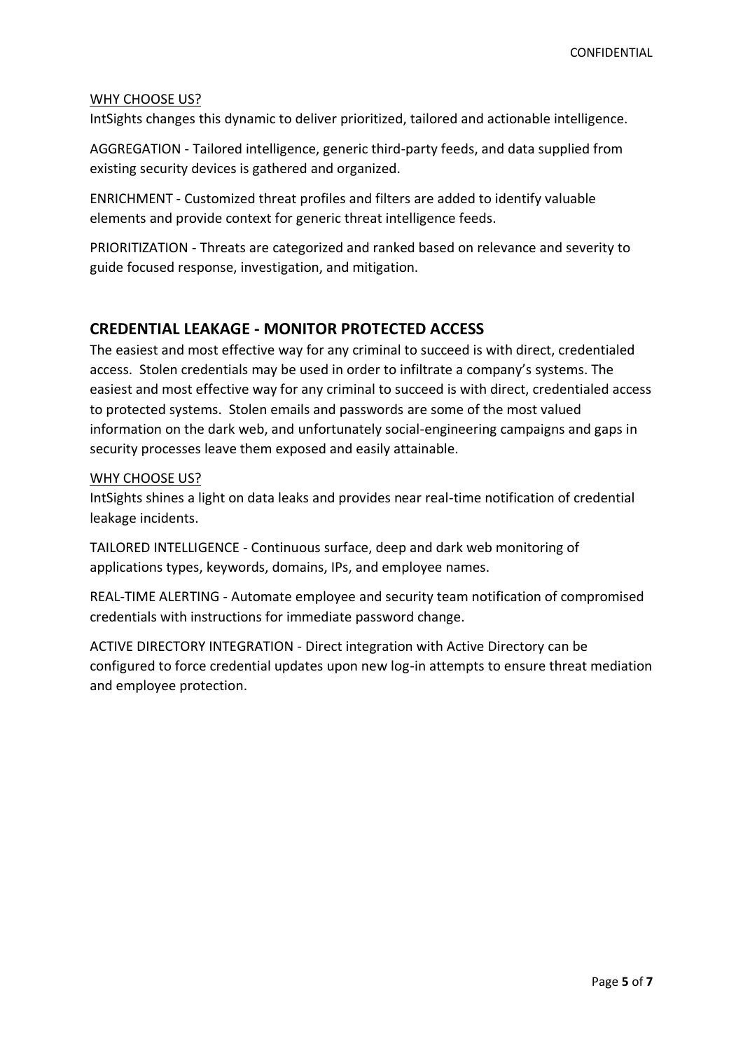WHY CHOOSE US?

IntSights changes this dynamic to deliver prioritized, tailored and actionable intelligence.

AGGREGATION - Tailored intelligence, generic third-party feeds, and data supplied from existing security devices is gathered and organized.

ENRICHMENT - Customized threat profiles and filters are added to identify valuable elements and provide context for generic threat intelligence feeds.

PRIORITIZATION - Threats are categorized and ranked based on relevance and severity to guide focused response, investigation, and mitigation.

## CREDENTIAL LEAKAGE - MONITOR PROTECTED ACCESS

The easiest and most effective way for any criminal to succeed is with direct, credentialed access. Stolen credentials may be used in order to infiltrate a company's systems. The easiest and most effective way for any criminal to succeed is with direct, credentialed access to protected systems. Stolen emails and passwords are some of the most valued information on the dark web, and unfortunately social-engineering campaigns and gaps in security processes leave them exposed and easily attainable.

WHY CHOOSE US?

IntSights shines a light on data leaks and provides near real-time notification of credential leakage incidents.

TAILORED INTELLIGENCE - Continuous surface, deep and dark web monitoring of applications types, keywords, domains, IPs, and employee names.

REAL-TIME ALERTING - Automate employee and security team notification of compromised credentials with instructions for immediate password change.

ACTIVE DIRECTORY INTEGRATION - Direct integration with Active Directory can be configured to force credential updates upon new log-in attempts to ensure threat mediation and employee protection.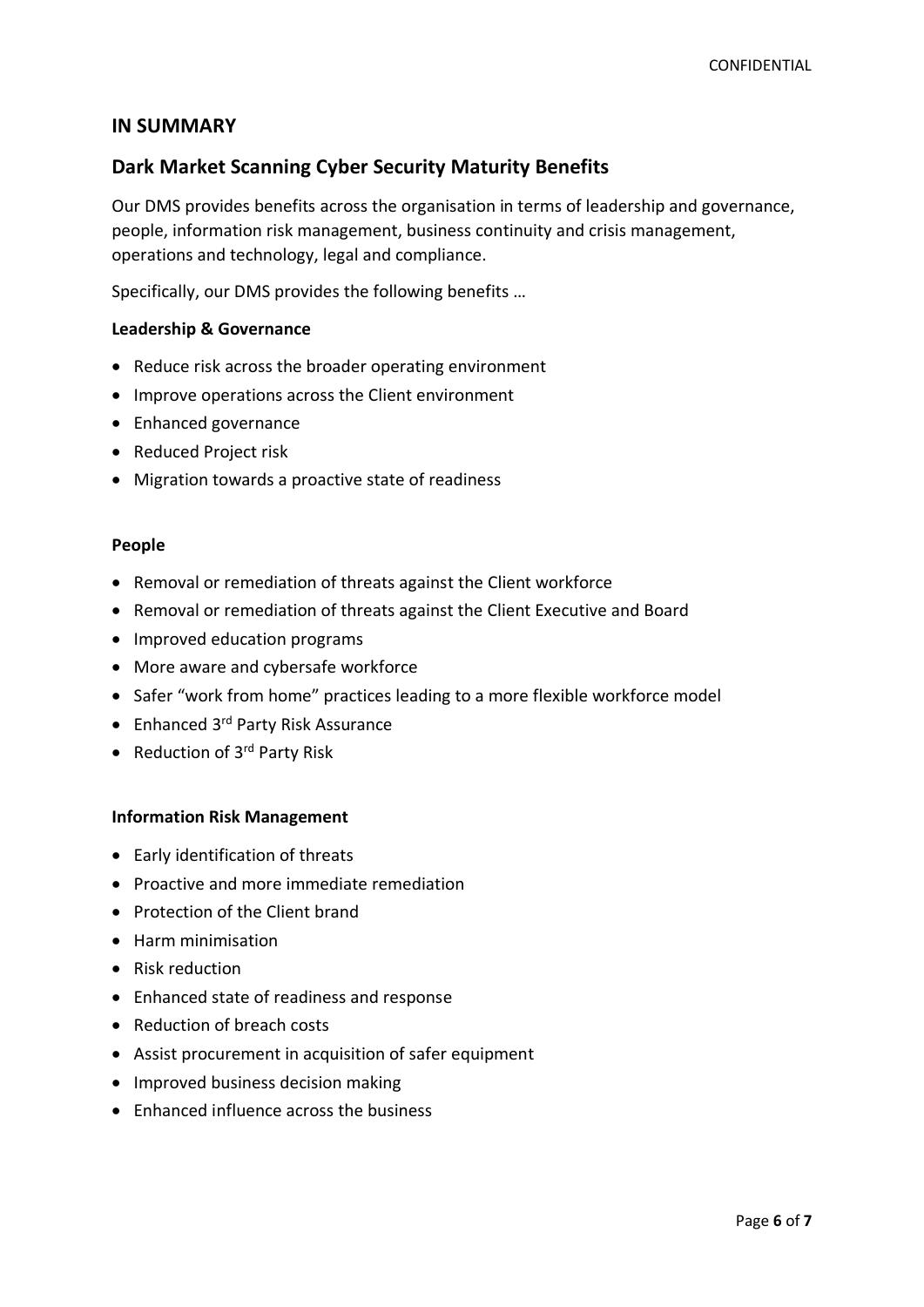## IN SUMMARY

## Dark Market Scanning Cyber Security Maturity Benefits

Our DMS provides benefits across the organisation in terms of leadership and governance, people, information risk management, business continuity and crisis management, operations and technology, legal and compliance.

Specifically, our DMS provides the following benefits …

**Leadership & Governance**

- Reduce risk across the broader operating environment
- Improve operations across the Client environment
- Enhanced governance
- Reduced Project risk
- Migration towards a proactive state of readiness

**People**

- Removal or remediation of threats against the Client workforce
- Removal or remediation of threats against the Client Executive and Board
- Improved education programs
- More aware and cybersafe workforce
- Safer "work from home" practices leading to a more flexible workforce model
- Enhanced 3rd Party Risk Assurance
- Reduction of 3rd Party Risk

**Information Risk Management**

- Early identification of threats
- Proactive and more immediate remediation
- Protection of the Client brand
- Harm minimisation
- Risk reduction
- Enhanced state of readiness and response
- Reduction of breach costs
- Assist procurement in acquisition of safer equipment
- Improved business decision making
- Enhanced influence across the business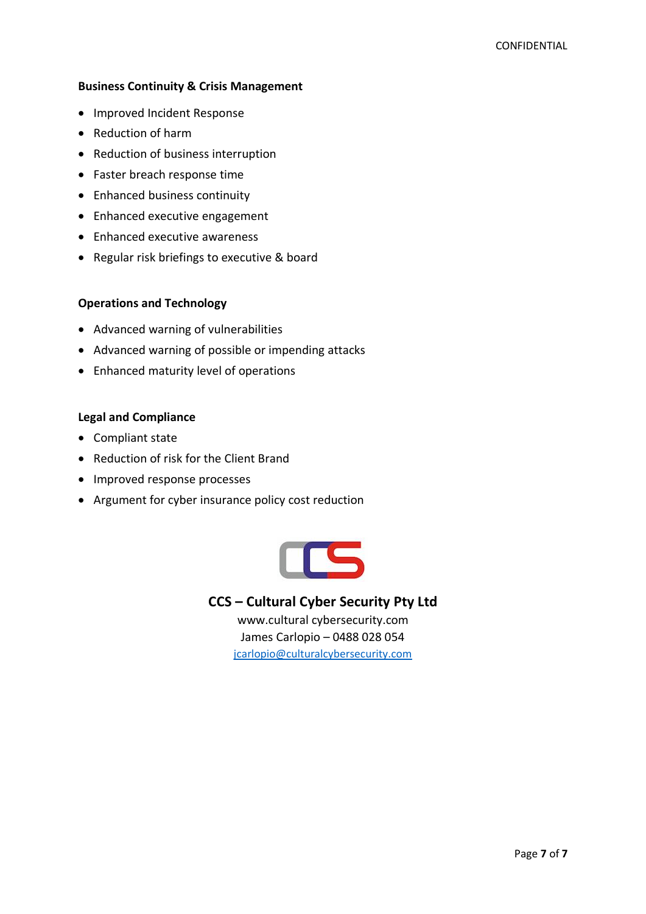**Business Continuity & Crisis Management**

- Improved Incident Response
- Reduction of harm
- Reduction of business interruption
- Faster breach response time
- Enhanced business continuity
- Enhanced executive engagement
- Enhanced executive awareness
- Regular risk briefings to executive & board

**Operations and Technology**

- Advanced warning of vulnerabilities
- Advanced warning of possible or impending attacks
- Enhanced maturity level of operations

**Legal and Compliance**

- Compliant state
- Reduction of risk for the Client Brand
- Improved response processes
- Argument for cyber insurance policy cost reduction

**CCS – Cultural Cyber Security Pty Ltd**

www.cultural cybersecurity.com

James Carlopio – 0488 028 054

jcarlopio@culturalcybersecurity.com